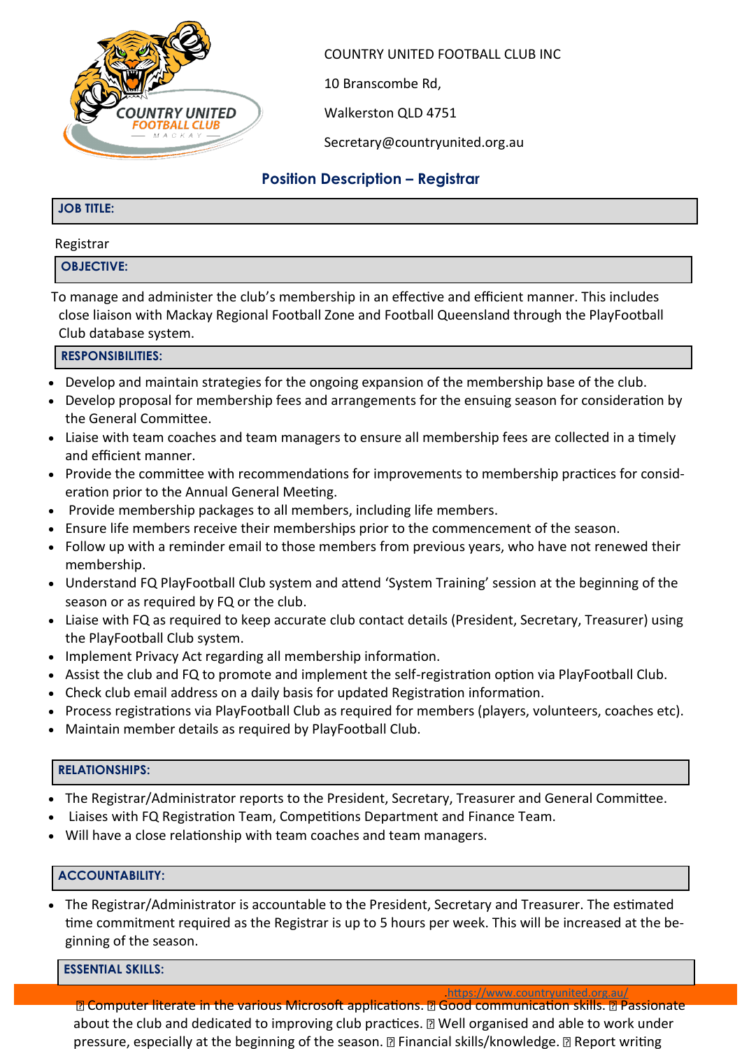COUNTRY UNITED FOOTBALL CLUB INC

10 Branscombe Rd,

Walkerston QLD 4751

Secretary@countryunited.org.au

## Position Description – Registrar

### JOB TITLE:

Registrar

### OBJECTIVE:

To manage and administer the club's membership in an effective and efficient manner. This includes close liaison with Mackay Regional Football Zone and Football Queensland through the PlayFootball Club database system.

### RESPONSIBILITIES:

- Develop and maintain strategies for the ongoing expansion of the membership base of the club.
- Develop proposal for membership fees and arrangements for the ensuing season for consideration by the General Committee.
- Liaise with team coaches and team managers to ensure all membership fees are collected in a timely and efficient manner.
- Provide the committee with recommendations for improvements to membership practices for consideration prior to the Annual General Meeting.
- Provide membership packages to all members, including life members.
- Ensure life members receive their memberships prior to the commencement of the season.
- Follow up with a reminder email to those members from previous years, who have not renewed their membership.
- Understand FQ PlayFootball Club system and attend 'System Training' session at the beginning of the season or as required by FQ or the club.
- Liaise with FQ as required to keep accurate club contact details (President, Secretary, Treasurer) using the PlayFootball Club system.
- Implement Privacy Act regarding all membership information.
- Assist the club and FQ to promote and implement the self-registration option via PlayFootball Club.
- Check club email address on a daily basis for updated Registration information.
- Process registrations via PlayFootball Club as required for members (players, volunteers, coaches etc).
- Maintain member details as required by PlayFootball Club.

### RELATIONSHIPS:

- The Registrar/Administrator reports to the President, Secretary, Treasurer and General Committee.
- Liaises with FQ Registration Team, Competitions Department and Finance Team.
- Will have a close relationship with team coaches and team managers.

### ACCOUNTABILITY:

- The Registrar/Administrator is accountable to the President, Secretary and Treasurer. The estimated time commitment required as the Registrar is up to 5 hours per week. This will be increased at the beginning of the season.

### ESSENTIAL SKILLS:

 Computer literate in the various Microsoft applications.  Good communication skills.  Passionate about the club and dedicated to improving club practices.  Well organised and able to work under pressure, especially at the beginning of the season.  Financial skills/knowledge.  Report writing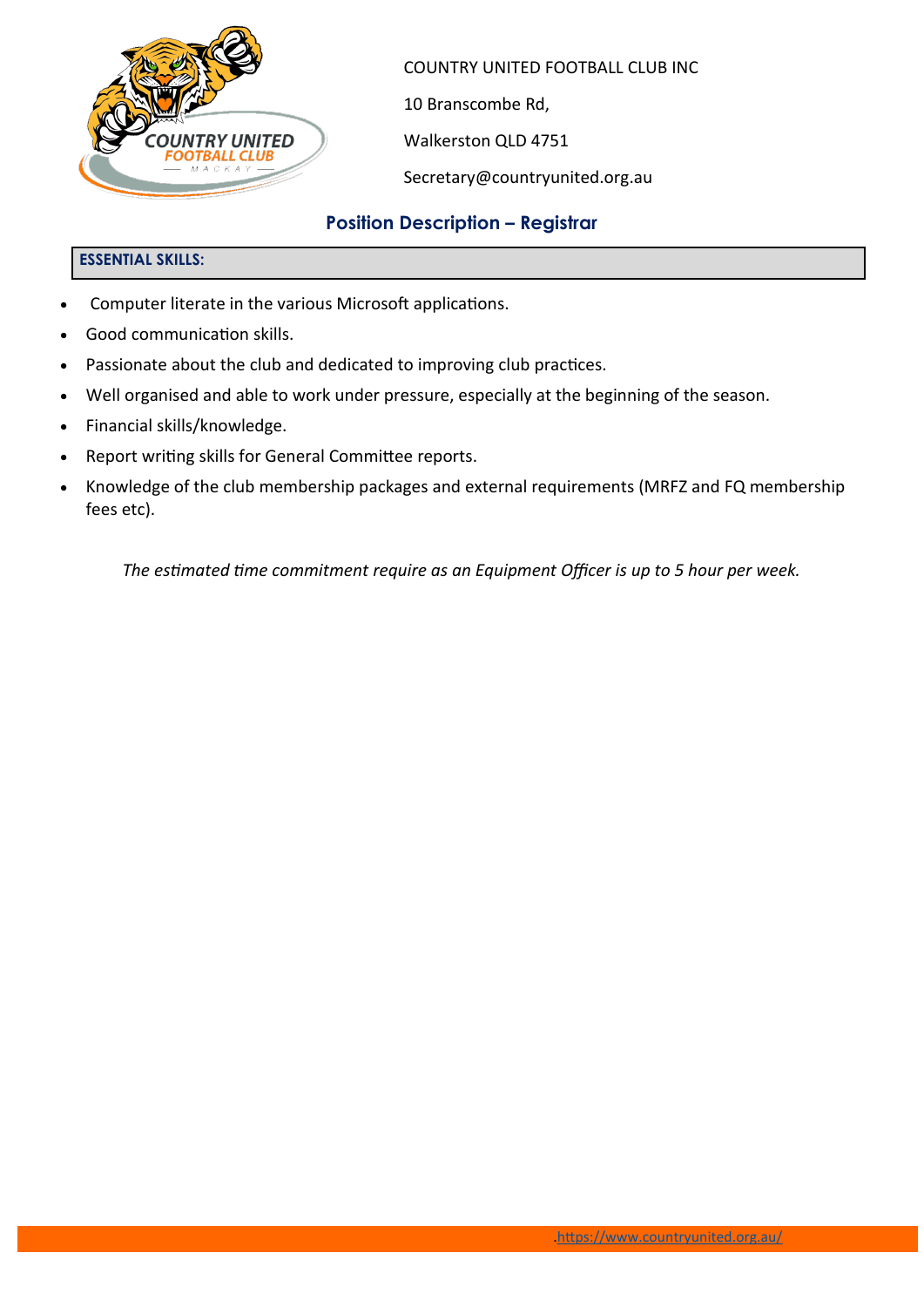COUNTRY UNITED FOOTBALL CLUB INC

10 Branscombe Rd,

Walkerston QLD 4751

Secretary@countryunited.org.au

## Position Description – Registrar

**ESSENTIAL SKILLS:**

- Computer literate in the various Microsoft applications.
- Good communication skills.
- Passionate about the club and dedicated to improving club practices.
- Well organised and able to work under pressure, especially at the beginning of the season.
- Financial skills/knowledge.
- Report writing skills for General Committee reports.
- Knowledge of the club membership packages and external requirements (MRFZ and FQ membership fees etc).

*The estimated time commitment require as an Equipment Officer is up to 5 hour per week.*

.https://www.countryunited.org.au/